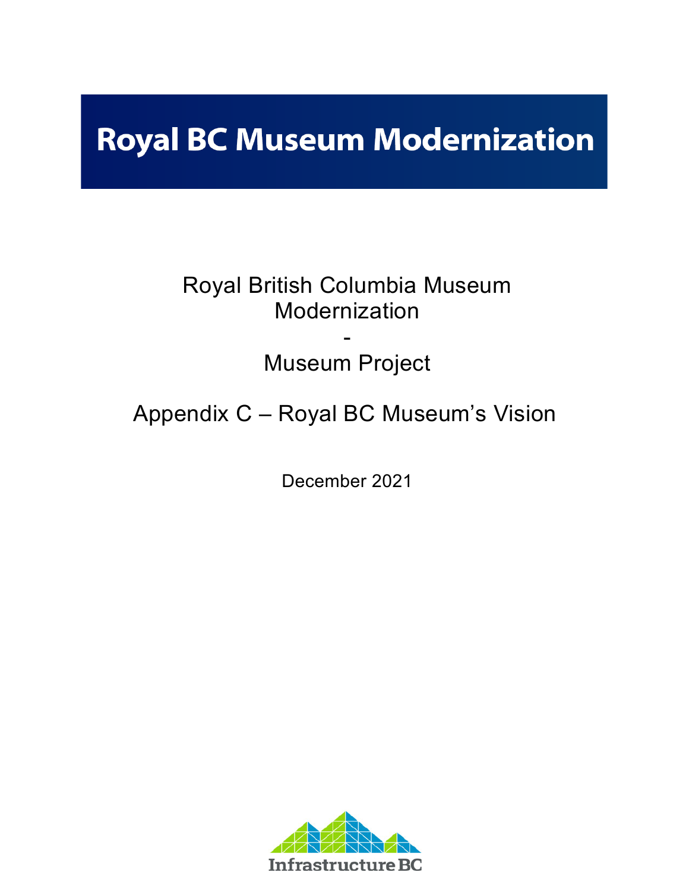# Royal BC Museum Modernization

Royal British Columbia Museum Modernization

-

Museum Project

Appendix C – Royal BC Museum's Vision

December 2021

Infrastructure BC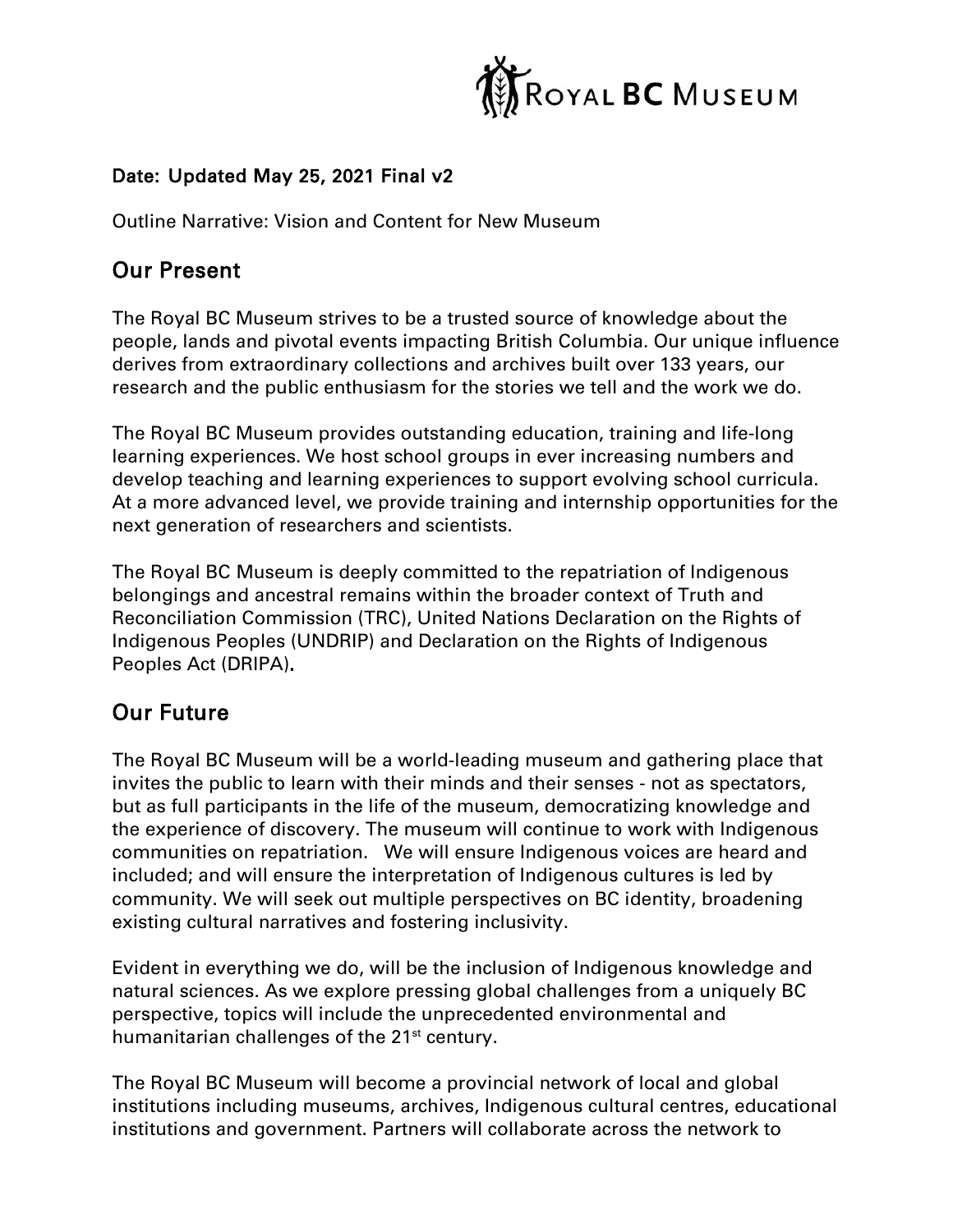**Date: Updated May 25, 2021 Final v2**

Outline Narrative: Vision and Content for New Museum

## Our Present

The Royal BC Museum strives to be a trusted source of knowledge about the people, lands and pivotal events impacting British Columbia. Our unique influence derives from extraordinary collections and archives built over 133 years, our research and the public enthusiasm for the stories we tell and the work we do.

The Royal BC Museum provides outstanding education, training and life-long learning experiences. We host school groups in ever increasing numbers and develop teaching and learning experiences to support evolving school curricula. At a more advanced level, we provide training and internship opportunities for the next generation of researchers and scientists.

The Royal BC Museum is deeply committed to the repatriation of Indigenous belongings and ancestral remains within the broader context of Truth and Reconciliation Commission (TRC), United Nations Declaration on the Rights of Indigenous Peoples (UNDRIP) and Declaration on the Rights of Indigenous Peoples Act (DRIPA).

## Our Future

The Royal BC Museum will be a world-leading museum and gathering place that invites the public to learn with their minds and their senses - not as spectators, but as full participants in the life of the museum, democratizing knowledge and the experience of discovery. The museum will continue to work with Indigenous communities on repatriation. We will ensure Indigenous voices are heard and included; and will ensure the interpretation of Indigenous cultures is led by community. We will seek out multiple perspectives on BC identity, broadening existing cultural narratives and fostering inclusivity.

Evident in everything we do, will be the inclusion of Indigenous knowledge and natural sciences. As we explore pressing global challenges from a uniquely BC perspective, topics will include the unprecedented environmental and humanitarian challenges of the 21st century.

The Royal BC Museum will become a provincial network of local and global institutions including museums, archives, Indigenous cultural centres, educational institutions and government. Partners will collaborate across the network to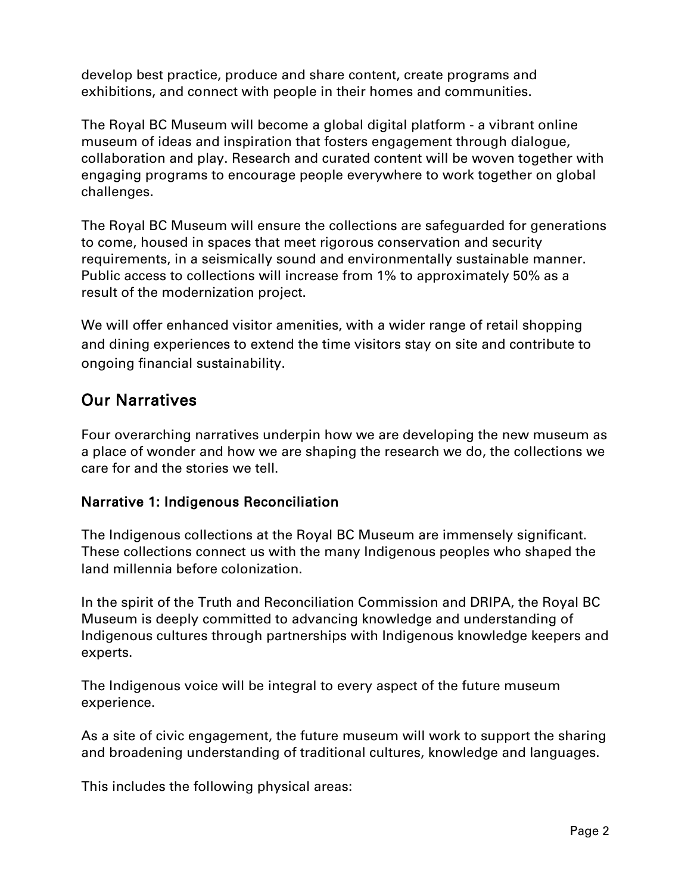develop best practice, produce and share content, create programs and exhibitions, and connect with people in their homes and communities.

The Royal BC Museum will become a global digital platform - a vibrant online museum of ideas and inspiration that fosters engagement through dialogue, collaboration and play. Research and curated content will be woven together with engaging programs to encourage people everywhere to work together on global challenges.

The Royal BC Museum will ensure the collections are safeguarded for generations to come, housed in spaces that meet rigorous conservation and security requirements, in a seismically sound and environmentally sustainable manner. Public access to collections will increase from 1% to approximately 50% as a result of the modernization project.

We will offer enhanced visitor amenities, with a wider range of retail shopping and dining experiences to extend the time visitors stay on site and contribute to ongoing financial sustainability.

## Our Narratives

Four overarching narratives underpin how we are developing the new museum as a place of wonder and how we are shaping the research we do, the collections we care for and the stories we tell.

### Narrative 1: Indigenous Reconciliation

The Indigenous collections at the Royal BC Museum are immensely significant. These collections connect us with the many Indigenous peoples who shaped the land millennia before colonization.

In the spirit of the Truth and Reconciliation Commission and DRIPA, the Royal BC Museum is deeply committed to advancing knowledge and understanding of Indigenous cultures through partnerships with Indigenous knowledge keepers and experts.

The Indigenous voice will be integral to every aspect of the future museum experience.

As a site of civic engagement, the future museum will work to support the sharing and broadening understanding of traditional cultures, knowledge and languages.

This includes the following physical areas: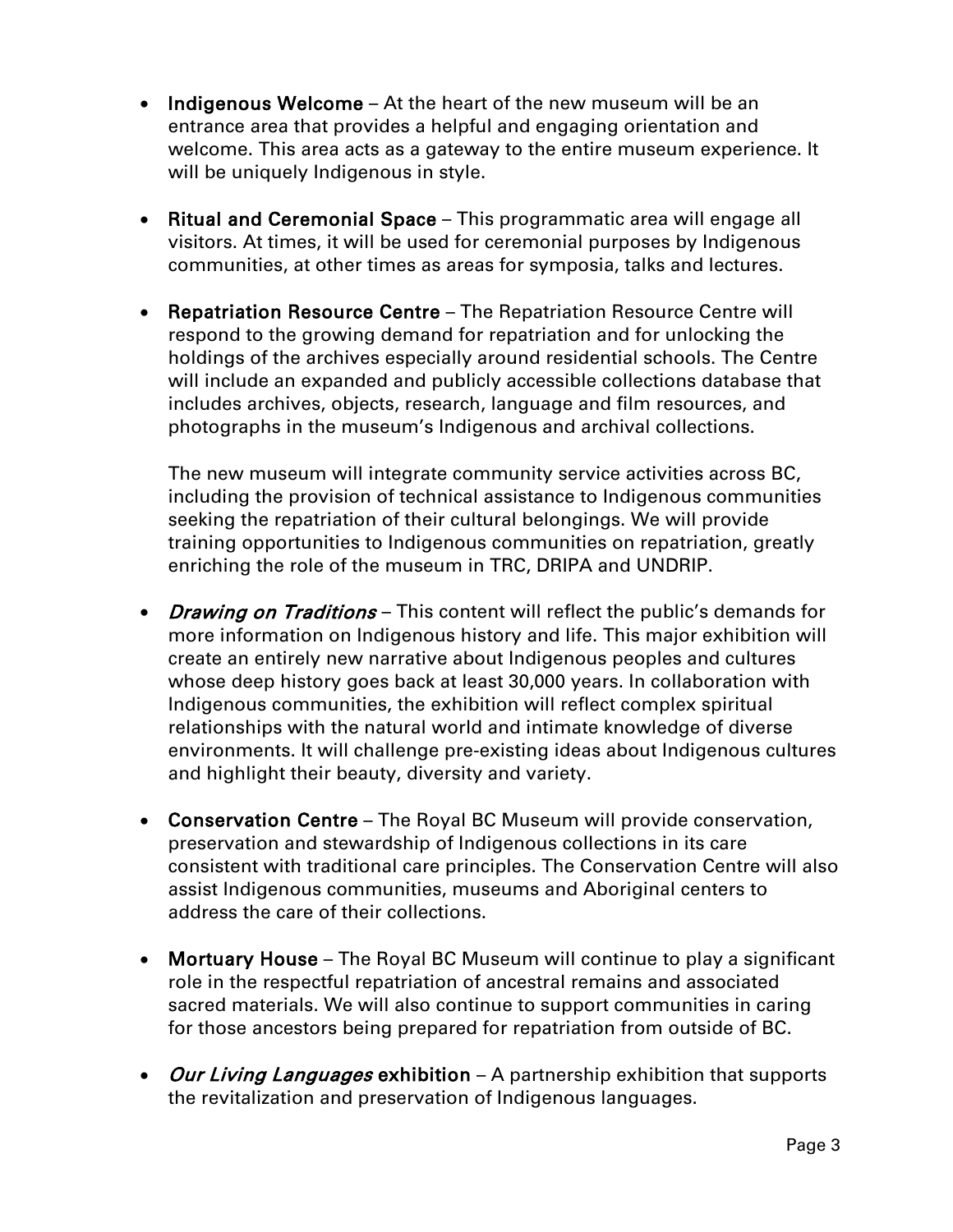- **Indigenous Welcome** – At the heart of the new museum will be an entrance area that provides a helpful and engaging orientation and welcome. This area acts as a gateway to the entire museum experience. It will be uniquely Indigenous in style.

- **Ritual and Ceremonial Space** – This programmatic area will engage all visitors. At times, it will be used for ceremonial purposes by Indigenous communities, at other times as areas for symposia, talks and lectures.

- **Repatriation Resource Centre** – The Repatriation Resource Centre will respond to the growing demand for repatriation and for unlocking the holdings of the archives especially around residential schools. The Centre will include an expanded and publicly accessible collections database that includes archives, objects, research, language and film resources, and photographs in the museum's Indigenous and archival collections.

  The new museum will integrate community service activities across BC, including the provision of technical assistance to Indigenous communities seeking the repatriation of their cultural belongings. We will provide training opportunities to Indigenous communities on repatriation, greatly enriching the role of the museum in TRC, DRIPA and UNDRIP.

- ***Drawing on Traditions*** – This content will reflect the public's demands for more information on Indigenous history and life. This major exhibition will create an entirely new narrative about Indigenous peoples and cultures whose deep history goes back at least 30,000 years. In collaboration with Indigenous communities, the exhibition will reflect complex spiritual relationships with the natural world and intimate knowledge of diverse environments. It will challenge pre-existing ideas about Indigenous cultures and highlight their beauty, diversity and variety.

- **Conservation Centre** – The Royal BC Museum will provide conservation, preservation and stewardship of Indigenous collections in its care consistent with traditional care principles. The Conservation Centre will also assist Indigenous communities, museums and Aboriginal centers to address the care of their collections.

- **Mortuary House** – The Royal BC Museum will continue to play a significant role in the respectful repatriation of ancestral remains and associated sacred materials. We will also continue to support communities in caring for those ancestors being prepared for repatriation from outside of BC.

- ***Our Living Languages* exhibition** – A partnership exhibition that supports the revitalization and preservation of Indigenous languages.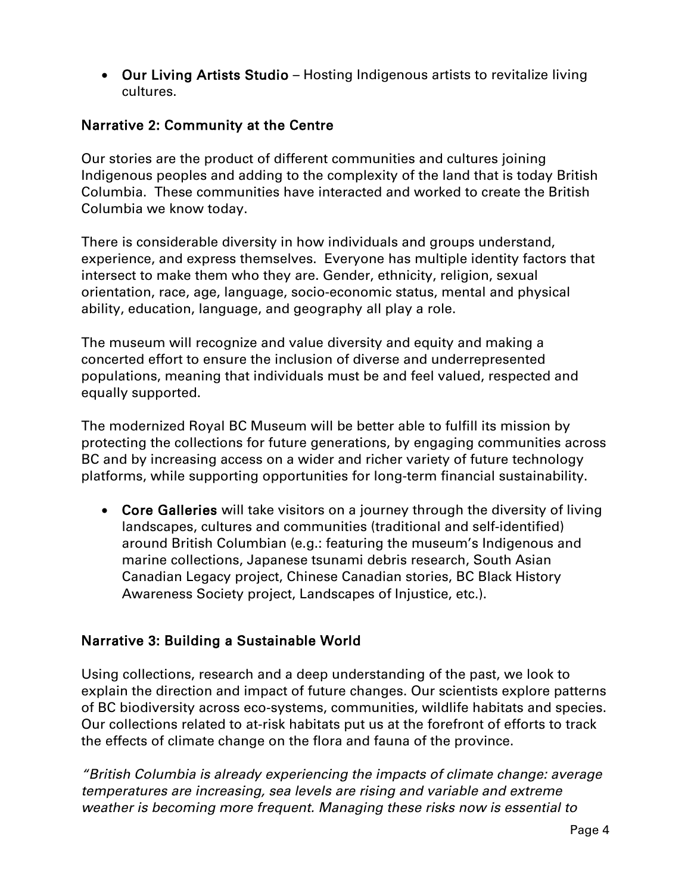- **Our Living Artists Studio** – Hosting Indigenous artists to revitalize living cultures.

## Narrative 2: Community at the Centre

Our stories are the product of different communities and cultures joining Indigenous peoples and adding to the complexity of the land that is today British Columbia. These communities have interacted and worked to create the British Columbia we know today.

There is considerable diversity in how individuals and groups understand, experience, and express themselves. Everyone has multiple identity factors that intersect to make them who they are. Gender, ethnicity, religion, sexual orientation, race, age, language, socio-economic status, mental and physical ability, education, language, and geography all play a role.

The museum will recognize and value diversity and equity and making a concerted effort to ensure the inclusion of diverse and underrepresented populations, meaning that individuals must be and feel valued, respected and equally supported.

The modernized Royal BC Museum will be better able to fulfill its mission by protecting the collections for future generations, by engaging communities across BC and by increasing access on a wider and richer variety of future technology platforms, while supporting opportunities for long-term financial sustainability.

- **Core Galleries** will take visitors on a journey through the diversity of living landscapes, cultures and communities (traditional and self-identified) around British Columbian (e.g.: featuring the museum's Indigenous and marine collections, Japanese tsunami debris research, South Asian Canadian Legacy project, Chinese Canadian stories, BC Black History Awareness Society project, Landscapes of Injustice, etc.).

## Narrative 3: Building a Sustainable World

Using collections, research and a deep understanding of the past, we look to explain the direction and impact of future changes. Our scientists explore patterns of BC biodiversity across eco-systems, communities, wildlife habitats and species. Our collections related to at-risk habitats put us at the forefront of efforts to track the effects of climate change on the flora and fauna of the province.

*"British Columbia is already experiencing the impacts of climate change: average temperatures are increasing, sea levels are rising and variable and extreme weather is becoming more frequent. Managing these risks now is essential to*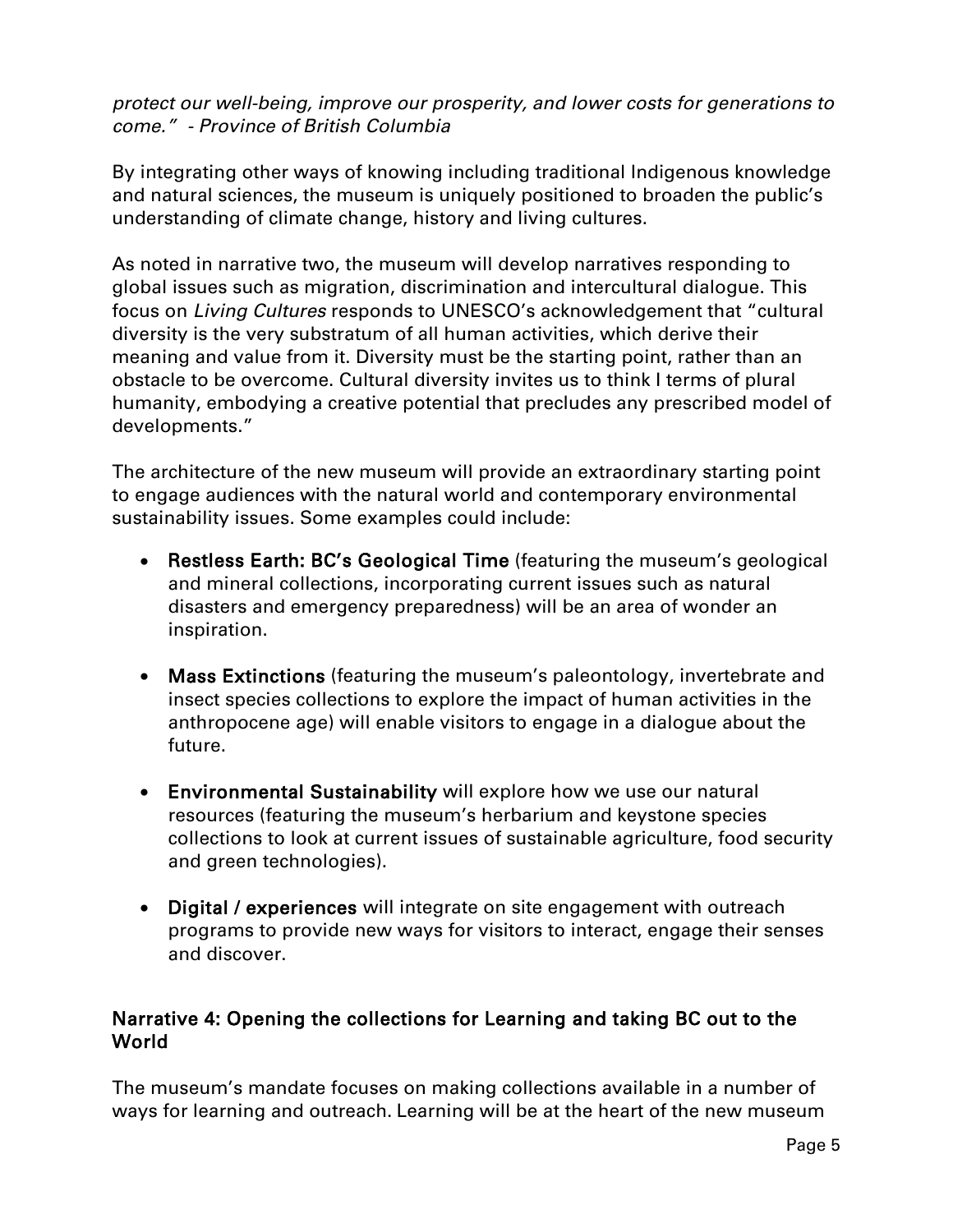*protect our well-being, improve our prosperity, and lower costs for generations to come." - Province of British Columbia*

By integrating other ways of knowing including traditional Indigenous knowledge and natural sciences, the museum is uniquely positioned to broaden the public's understanding of climate change, history and living cultures.

As noted in narrative two, the museum will develop narratives responding to global issues such as migration, discrimination and intercultural dialogue. This focus on *Living Cultures* responds to UNESCO's acknowledgement that "cultural diversity is the very substratum of all human activities, which derive their meaning and value from it. Diversity must be the starting point, rather than an obstacle to be overcome. Cultural diversity invites us to think I terms of plural humanity, embodying a creative potential that precludes any prescribed model of developments."

The architecture of the new museum will provide an extraordinary starting point to engage audiences with the natural world and contemporary environmental sustainability issues. Some examples could include:

- **Restless Earth: BC's Geological Time** (featuring the museum's geological and mineral collections, incorporating current issues such as natural disasters and emergency preparedness) will be an area of wonder an inspiration.
- **Mass Extinctions** (featuring the museum's paleontology, invertebrate and insect species collections to explore the impact of human activities in the anthropocene age) will enable visitors to engage in a dialogue about the future.
- **Environmental Sustainability** will explore how we use our natural resources (featuring the museum's herbarium and keystone species collections to look at current issues of sustainable agriculture, food security and green technologies).
- **Digital / experiences** will integrate on site engagement with outreach programs to provide new ways for visitors to interact, engage their senses and discover.

## Narrative 4: Opening the collections for Learning and taking BC out to the World

The museum's mandate focuses on making collections available in a number of ways for learning and outreach. Learning will be at the heart of the new museum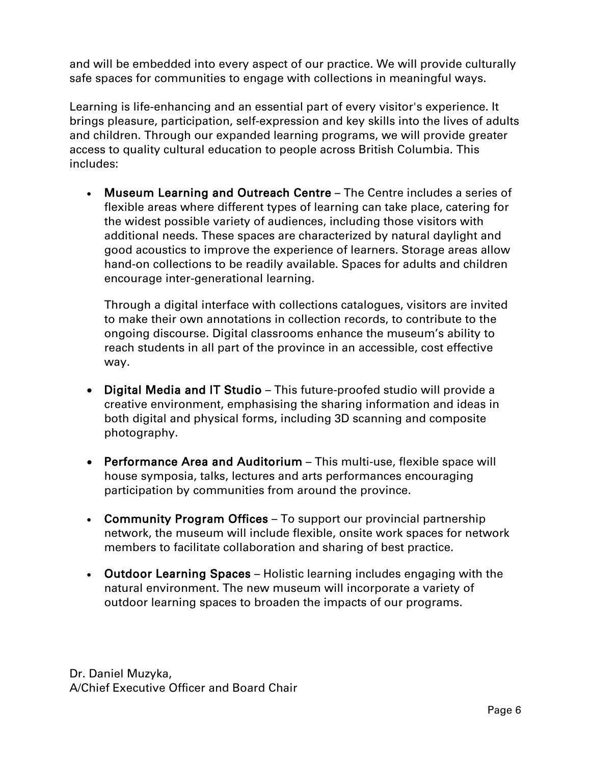and will be embedded into every aspect of our practice. We will provide culturally safe spaces for communities to engage with collections in meaningful ways.

Learning is life-enhancing and an essential part of every visitor's experience. It brings pleasure, participation, self-expression and key skills into the lives of adults and children. Through our expanded learning programs, we will provide greater access to quality cultural education to people across British Columbia. This includes:

- **Museum Learning and Outreach Centre** – The Centre includes a series of flexible areas where different types of learning can take place, catering for the widest possible variety of audiences, including those visitors with additional needs. These spaces are characterized by natural daylight and good acoustics to improve the experience of learners. Storage areas allow hand-on collections to be readily available. Spaces for adults and children encourage inter-generational learning.

  Through a digital interface with collections catalogues, visitors are invited to make their own annotations in collection records, to contribute to the ongoing discourse. Digital classrooms enhance the museum's ability to reach students in all part of the province in an accessible, cost effective way.

- **Digital Media and IT Studio** – This future-proofed studio will provide a creative environment, emphasising the sharing information and ideas in both digital and physical forms, including 3D scanning and composite photography.

- **Performance Area and Auditorium** – This multi-use, flexible space will house symposia, talks, lectures and arts performances encouraging participation by communities from around the province.

- **Community Program Offices** – To support our provincial partnership network, the museum will include flexible, onsite work spaces for network members to facilitate collaboration and sharing of best practice.

- **Outdoor Learning Spaces** – Holistic learning includes engaging with the natural environment. The new museum will incorporate a variety of outdoor learning spaces to broaden the impacts of our programs.

Dr. Daniel Muzyka,
A/Chief Executive Officer and Board Chair